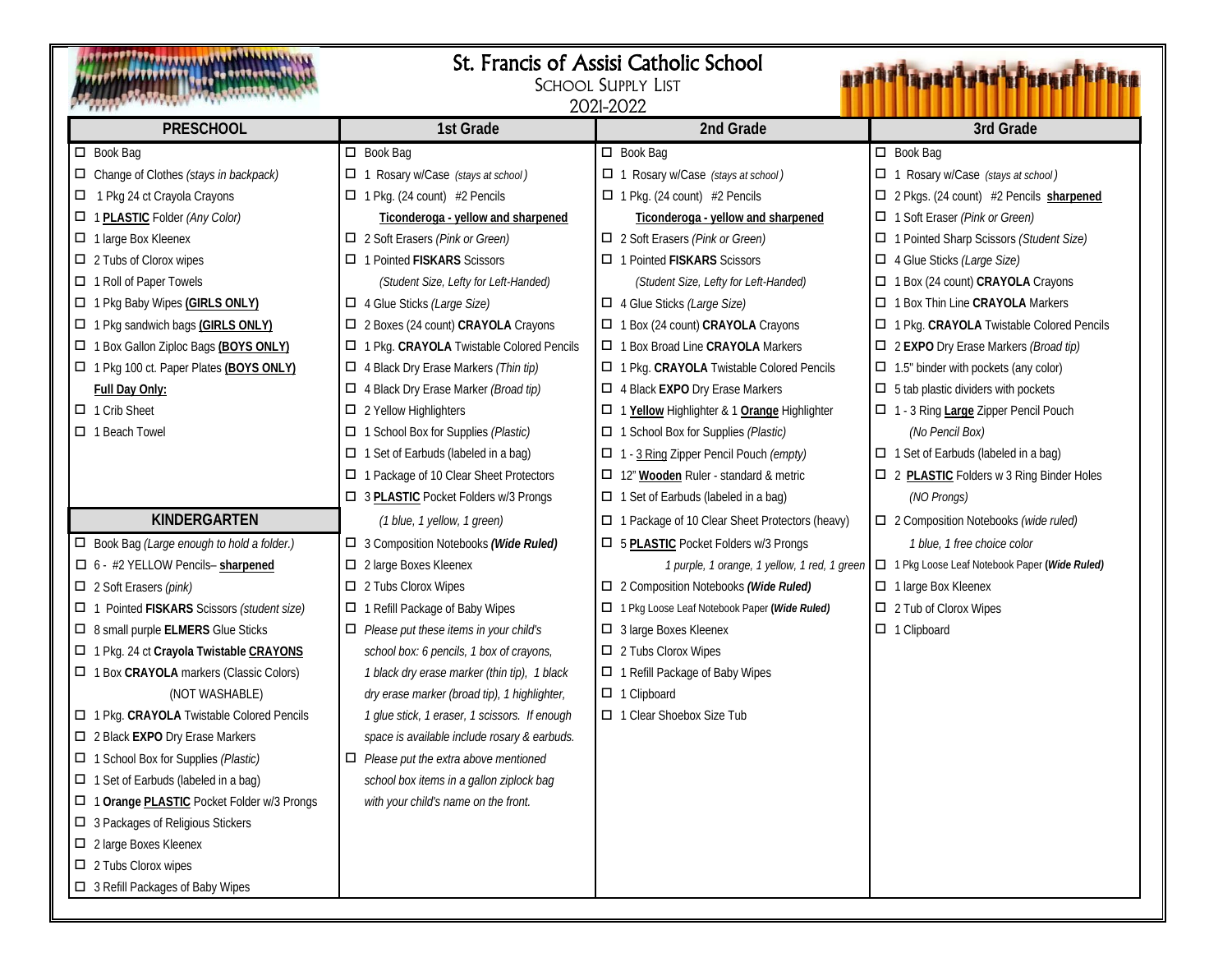# St. Francis of Assisi Catholic School

## School Supply List

## 2021-2022

## PRESCHOOL

- ☐ Book Bag
- ☐ Change of Clothes *(stays in backpack)*
- ☐ 1 Pkg 24 ct Crayola Crayons
- ☐ 1 **PLASTIC** Folder *(Any Color)*
- ☐ 1 large Box Kleenex
- ☐ 2 Tubs of Clorox wipes
- ☐ 1 Roll of Paper Towels
- ☐ 1 Pkg Baby Wipes **(GIRLS ONLY)**
- ☐ 1 Pkg sandwich bags **(GIRLS ONLY)**
- ☐ 1 Box Gallon Ziploc Bags **(BOYS ONLY)**
- ☐ 1 Pkg 100 ct. Paper Plates **(BOYS ONLY)**

**Full Day Only:**

- ☐ 1 Crib Sheet
- ☐ 1 Beach Towel

## KINDERGARTEN

- ☐ Book Bag *(Large enough to hold a folder.)*
- ☐ 6 - #2 YELLOW Pencils– **sharpened**
- ☐ 2 Soft Erasers *(pink)*
- ☐ 1 Pointed **FISKARS** Scissors *(student size)*
- ☐ 8 small purple **ELMERS** Glue Sticks
- ☐ 1 Pkg. 24 ct **Crayola Twistable CRAYONS**
- ☐ 1 Box **CRAYOLA** markers (Classic Colors) (NOT WASHABLE)
- ☐ 1 Pkg. **CRAYOLA** Twistable Colored Pencils
- ☐ 2 Black **EXPO** Dry Erase Markers
- ☐ 1 School Box for Supplies *(Plastic)*
- ☐ 1 Set of Earbuds (labeled in a bag)
- ☐ 1 **Orange PLASTIC** Pocket Folder w/3 Prongs
- ☐ 3 Packages of Religious Stickers
- ☐ 2 large Boxes Kleenex
- ☐ 2 Tubs Clorox wipes
- ☐ 3 Refill Packages of Baby Wipes

## 1st Grade

- ☐ Book Bag
- ☐ 1 Rosary w/Case *(stays at school)*
- ☐ 1 Pkg. (24 count) #2 Pencils **Ticonderoga - yellow and sharpened**
- ☐ 2 Soft Erasers *(Pink or Green)*
- ☐ 1 Pointed **FISKARS** Scissors *(Student Size, Lefty for Left-Handed)*
- ☐ 4 Glue Sticks *(Large Size)*
- ☐ 2 Boxes (24 count) **CRAYOLA** Crayons
- ☐ 1 Pkg. **CRAYOLA** Twistable Colored Pencils
- ☐ 4 Black Dry Erase Markers *(Thin tip)*
- ☐ 4 Black Dry Erase Marker *(Broad tip)*
- ☐ 2 Yellow Highlighters
- ☐ 1 School Box for Supplies *(Plastic)*
- ☐ 1 Set of Earbuds (labeled in a bag)
- ☐ 1 Package of 10 Clear Sheet Protectors
- ☐ 3 **PLASTIC** Pocket Folders w/3 Prongs *(1 blue, 1 yellow, 1 green)*
- ☐ 3 Composition Notebooks ***(Wide Ruled)***
- ☐ 2 large Boxes Kleenex
- ☐ 2 Tubs Clorox Wipes
- ☐ 1 Refill Package of Baby Wipes
- ☐ *Please put these items in your child's school box: 6 pencils, 1 box of crayons, 1 black dry erase marker (thin tip), 1 black dry erase marker (broad tip), 1 highlighter, 1 glue stick, 1 eraser, 1 scissors. If enough space is available include rosary & earbuds.*
- ☐ *Please put the extra above mentioned school box items in a gallon ziplock bag with your child's name on the front.*

## 2nd Grade

- ☐ Book Bag
- ☐ 1 Rosary w/Case *(stays at school)*
- ☐ 1 Pkg. (24 count) #2 Pencils **Ticonderoga - yellow and sharpened**
- ☐ 2 Soft Erasers *(Pink or Green)*
- ☐ 1 Pointed **FISKARS** Scissors *(Student Size, Lefty for Left-Handed)*
- ☐ 4 Glue Sticks *(Large Size)*
- ☐ 1 Box (24 count) **CRAYOLA** Crayons
- ☐ 1 Box Broad Line **CRAYOLA** Markers
- ☐ 1 Pkg. **CRAYOLA** Twistable Colored Pencils
- ☐ 4 Black **EXPO** Dry Erase Markers
- ☐ 1 **Yellow** Highlighter & 1 **Orange** Highlighter
- ☐ 1 School Box for Supplies *(Plastic)*
- ☐ 1 - 3 Ring Zipper Pencil Pouch *(empty)*
- ☐ 12" **Wooden** Ruler - standard & metric
- ☐ 1 Set of Earbuds (labeled in a bag)
- ☐ 1 Package of 10 Clear Sheet Protectors (heavy)
- ☐ 5 **PLASTIC** Pocket Folders w/3 Prongs *1 purple, 1 orange, 1 yellow, 1 red, 1 green*
- ☐ 2 Composition Notebooks ***(Wide Ruled)***
- ☐ 1 Pkg Loose Leaf Notebook Paper ***(Wide Ruled)***
- ☐ 3 large Boxes Kleenex
- ☐ 2 Tubs Clorox Wipes
- ☐ 1 Refill Package of Baby Wipes
- ☐ 1 Clipboard
- ☐ 1 Clear Shoebox Size Tub

## 3rd Grade

- ☐ Book Bag
- ☐ 1 Rosary w/Case *(stays at school)*
- ☐ 2 Pkgs. (24 count) #2 Pencils **sharpened**
- ☐ 1 Soft Eraser *(Pink or Green)*
- ☐ 1 Pointed Sharp Scissors *(Student Size)*
- ☐ 4 Glue Sticks *(Large Size)*
- ☐ 1 Box (24 count) **CRAYOLA** Crayons
- ☐ 1 Box Thin Line **CRAYOLA** Markers
- ☐ 1 Pkg. **CRAYOLA** Twistable Colored Pencils
- ☐ 2 **EXPO** Dry Erase Markers *(Broad tip)*
- ☐ 1.5" binder with pockets (any color)
- ☐ 5 tab plastic dividers with pockets
- ☐ 1 - 3 Ring **Large** Zipper Pencil Pouch *(No Pencil Box)*
- ☐ 1 Set of Earbuds (labeled in a bag)
- ☐ 2 **PLASTIC** Folders w 3 Ring Binder Holes *(NO Prongs)*
- ☐ 2 Composition Notebooks *(wide ruled)* *1 blue, 1 free choice color*
- ☐ 1 Pkg Loose Leaf Notebook Paper ***(Wide Ruled)***
- ☐ 1 large Box Kleenex
- ☐ 2 Tub of Clorox Wipes
- ☐ 1 Clipboard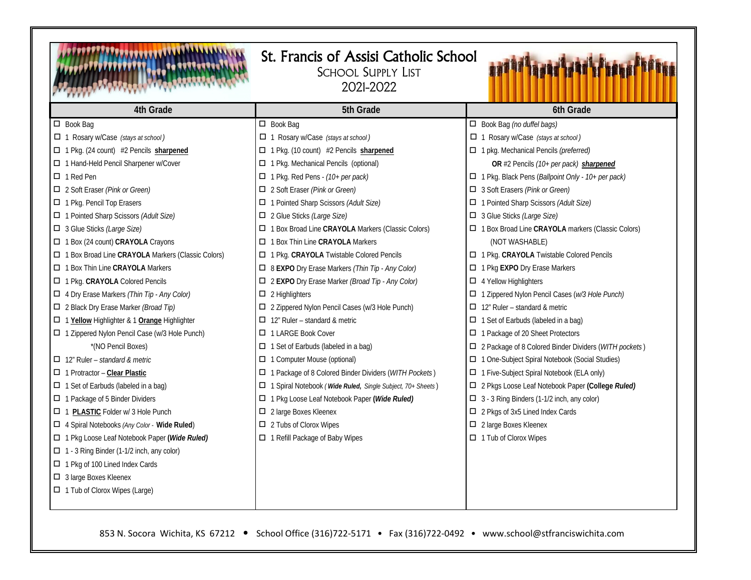# St. Francis of Assisi Catholic School

## School Supply List

## 2021-2022

| 4th Grade | 5th Grade | 6th Grade |
|---|---|---|
| ☐ Book Bag | ☐ Book Bag | ☐ Book Bag *(no duffel bags)* |
| ☐ 1 Rosary w/Case *(stays at school)* | ☐ 1 Rosary w/Case *(stays at school)* | ☐ 1 Rosary w/Case *(stays at school)* |
| ☐ 1 Pkg. (24 count) #2 Pencils **sharpened** | ☐ 1 Pkg. (10 count) #2 Pencils **sharpened** | ☐ 1 pkg. Mechanical Pencils *(preferred)* |
| ☐ 1 Hand-Held Pencil Sharpener w/Cover | ☐ 1 Pkg. Mechanical Pencils (optional) | **OR** #2 Pencils *(10+ per pack)* ***sharpened*** |
| ☐ 1 Red Pen | ☐ 1 Pkg. Red Pens - *(10+ per pack)* | ☐ 1 Pkg. Black Pens (*Ballpoint Only - 10+ per pack)* |
| ☐ 2 Soft Eraser *(Pink or Green)* | ☐ 2 Soft Eraser *(Pink or Green)* | ☐ 3 Soft Erasers *(Pink or Green)* |
| ☐ 1 Pkg. Pencil Top Erasers | ☐ 1 Pointed Sharp Scissors *(Adult Size)* | ☐ 1 Pointed Sharp Scissors *(Adult Size)* |
| ☐ 1 Pointed Sharp Scissors *(Adult Size)* | ☐ 2 Glue Sticks *(Large Size)* | ☐ 3 Glue Sticks *(Large Size)* |
| ☐ 3 Glue Sticks *(Large Size)* | ☐ 1 Box Broad Line **CRAYOLA** Markers (Classic Colors) | ☐ 1 Box Broad Line **CRAYOLA** markers (Classic Colors) |
| ☐ 1 Box (24 count) **CRAYOLA** Crayons | ☐ 1 Box Thin Line **CRAYOLA** Markers | (NOT WASHABLE) |
| ☐ 1 Box Broad Line **CRAYOLA** Markers (Classic Colors) | ☐ 1 Pkg. **CRAYOLA** Twistable Colored Pencils | ☐ 1 Pkg. **CRAYOLA** Twistable Colored Pencils |
| ☐ 1 Box Thin Line **CRAYOLA** Markers | ☐ 8 **EXPO** Dry Erase Markers *(Thin Tip - Any Color)* | ☐ 1 Pkg **EXPO** Dry Erase Markers |
| ☐ 1 Pkg. **CRAYOLA** Colored Pencils | ☐ 2 **EXPO** Dry Erase Marker *(Broad Tip - Any Color)* | ☐ 4 Yellow Highlighters |
| ☐ 4 Dry Erase Markers *(Thin Tip - Any Color)* | ☐ 2 Highlighters | ☐ 1 Zippered Nylon Pencil Cases (*w/3 Hole Punch)* |
| ☐ 2 Black Dry Erase Marker *(Broad Tip)* | ☐ 2 Zippered Nylon Pencil Cases (w/3 Hole Punch) | ☐ 12" Ruler – standard & metric |
| ☐ 1 **Yellow** Highlighter & 1 **Orange** Highlighter | ☐ 12" Ruler – standard & metric | ☐ 1 Set of Earbuds (labeled in a bag) |
| ☐ 1 Zippered Nylon Pencil Case (w/3 Hole Punch) | ☐ 1 LARGE Book Cover | ☐ 1 Package of 20 Sheet Protectors |
| *(NO Pencil Boxes) | ☐ 1 Set of Earbuds (labeled in a bag) | ☐ 2 Package of 8 Colored Binder Dividers (*WITH pockets*) |
| ☐ 12" Ruler – *standard & metric* | ☐ 1 Computer Mouse (optional) | ☐ 1 One-Subject Spiral Notebook (Social Studies) |
| ☐ 1 Protractor – **Clear Plastic** | ☐ 1 Package of 8 Colored Binder Dividers (*WITH Pockets*) | ☐ 1 Five-Subject Spiral Notebook (ELA only) |
| ☐ 1 Set of Earbuds (labeled in a bag) | ☐ 1 Spiral Notebook (***Wide Ruled,*** *Single Subject, 70+ Sheets*) | ☐ 2 Pkgs Loose Leaf Notebook Paper **(College *Ruled)*** |
| ☐ 1 Package of 5 Binder Dividers | ☐ 1 Pkg Loose Leaf Notebook Paper **(*Wide Ruled)*** | ☐ 3 - 3 Ring Binders (1-1/2 inch, any color) |
| ☐ 1 **PLASTIC** Folder w/ 3 Hole Punch | ☐ 2 large Boxes Kleenex | ☐ 2 Pkgs of 3x5 Lined Index Cards |
| ☐ 4 Spiral Notebooks *(Any Color -* **Wide Ruled**) | ☐ 2 Tubs of Clorox Wipes | ☐ 2 large Boxes Kleenex |
| ☐ 1 Pkg Loose Leaf Notebook Paper **(*Wide Ruled)*** | ☐ 1 Refill Package of Baby Wipes | ☐ 1 Tub of Clorox Wipes |
| ☐ 1 - 3 Ring Binder (1-1/2 inch, any color) | | |
| ☐ 1 Pkg of 100 Lined Index Cards | | |
| ☐ 3 large Boxes Kleenex | | |
| ☐ 1 Tub of Clorox Wipes (Large) | | |

853 N. Socora Wichita, KS 67212 • School Office (316)722-5171 • Fax (316)722-0492 • www.school@stfranciswichita.com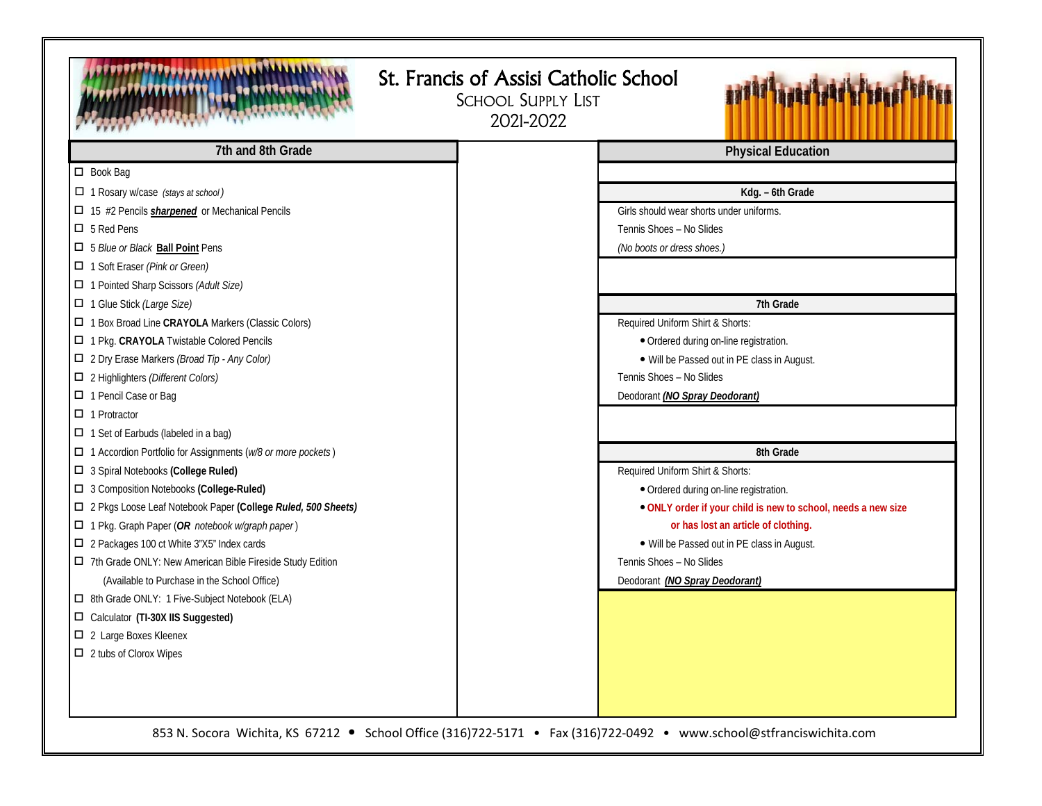# St. Francis of Assisi Catholic School

## School Supply List

## 2021-2022

### 7th and 8th Grade

- ☐ Book Bag
- ☐ 1 Rosary w/case *(stays at school)*
- ☐ 15 #2 Pencils ***sharpened*** or Mechanical Pencils
- ☐ 5 Red Pens
- ☐ 5 *Blue or Black* **Ball Point** Pens
- ☐ 1 Soft Eraser *(Pink or Green)*
- ☐ 1 Pointed Sharp Scissors *(Adult Size)*
- ☐ 1 Glue Stick *(Large Size)*
- ☐ 1 Box Broad Line **CRAYOLA** Markers (Classic Colors)
- ☐ 1 Pkg. **CRAYOLA** Twistable Colored Pencils
- ☐ 2 Dry Erase Markers *(Broad Tip - Any Color)*
- ☐ 2 Highlighters *(Different Colors)*
- ☐ 1 Pencil Case or Bag
- ☐ 1 Protractor
- ☐ 1 Set of Earbuds (labeled in a bag)
- ☐ 1 Accordion Portfolio for Assignments (*w/8 or more pockets*)
- ☐ 3 Spiral Notebooks **(College Ruled)**
- ☐ 3 Composition Notebooks **(College-Ruled)**
- ☐ 2 Pkgs Loose Leaf Notebook Paper **(College *Ruled, 500 Sheets*)**
- ☐ 1 Pkg. Graph Paper (***OR*** *notebook w/graph paper*)
- ☐ 2 Packages 100 ct White 3"X5" Index cards
- ☐ 7th Grade ONLY: New American Bible Fireside Study Edition
  (Available to Purchase in the School Office)
- ☐ 8th Grade ONLY: 1 Five-Subject Notebook (ELA)
- ☐ Calculator **(TI-30X IIS Suggested)**
- ☐ 2 Large Boxes Kleenex
- ☐ 2 tubs of Clorox Wipes

### Physical Education

#### Kdg. – 6th Grade

Girls should wear shorts under uniforms.

Tennis Shoes – No Slides

*(No boots or dress shoes.)*

#### 7th Grade

Required Uniform Shirt & Shorts:

- Ordered during on-line registration.
- Will be Passed out in PE class in August.

Tennis Shoes – No Slides

Deodorant ***(NO Spray Deodorant)***

#### 8th Grade

Required Uniform Shirt & Shorts:

- Ordered during on-line registration.
- **ONLY order if your child is new to school, needs a new size or has lost an article of clothing.**
- Will be Passed out in PE class in August.

Tennis Shoes – No Slides

Deodorant ***(NO Spray Deodorant)***

853 N. Socora Wichita, KS 67212 • School Office (316)722-5171 • Fax (316)722-0492 • www.school@stfranciswichita.com